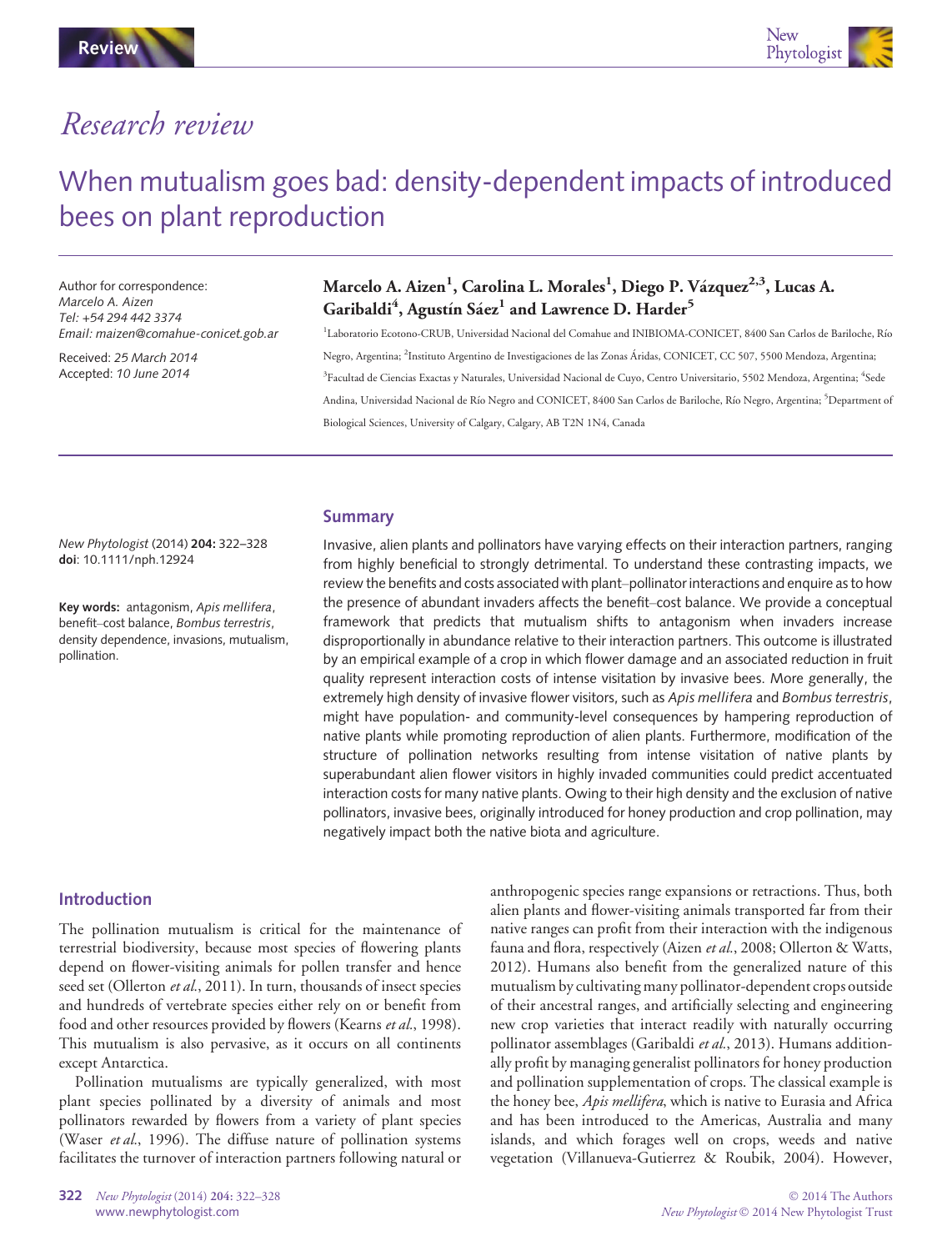Review

# Research review

## When mutualism goes bad: density-dependent impacts of introduced bees on plant reproduction

Author for correspondence:
*Marcelo A. Aizen*
*Tel: +54 294 442 3374*
*Email: maizen@comahue-conicet.gob.ar*

Received: *25 March 2014*
Accepted: *10 June 2014*

**Marcelo A. Aizen[1], Carolina L. Morales[1], Diego P. Vázquez[2,3], Lucas A. Garibaldi[4], Agustín Sáez[1] and Lawrence D. Harder[5]**

[1]Laboratorio Ecotono-CRUB, Universidad Nacional del Comahue and INIBIOMA-CONICET, 8400 San Carlos de Bariloche, Río Negro, Argentina; [2]Instituto Argentino de Investigaciones de las Zonas Áridas, CONICET, CC 507, 5500 Mendoza, Argentina; [3]Facultad de Ciencias Exactas y Naturales, Universidad Nacional de Cuyo, Centro Universitario, 5502 Mendoza, Argentina; [4]Sede Andina, Universidad Nacional de Río Negro and CONICET, 8400 San Carlos de Bariloche, Río Negro, Argentina; [5]Department of Biological Sciences, University of Calgary, Calgary, AB T2N 1N4, Canada

*New Phytologist* (2014) **204:** 322–328
**doi**: 10.1111/nph.12924

**Key words:** antagonism, *Apis mellifera*, benefit–cost balance, *Bombus terrestris*, density dependence, invasions, mutualism, pollination.

### Summary

Invasive, alien plants and pollinators have varying effects on their interaction partners, ranging from highly beneficial to strongly detrimental. To understand these contrasting impacts, we review the benefits and costs associated with plant–pollinator interactions and enquire as to how the presence of abundant invaders affects the benefit–cost balance. We provide a conceptual framework that predicts that mutualism shifts to antagonism when invaders increase disproportionally in abundance relative to their interaction partners. This outcome is illustrated by an empirical example of a crop in which flower damage and an associated reduction in fruit quality represent interaction costs of intense visitation by invasive bees. More generally, the extremely high density of invasive flower visitors, such as *Apis mellifera* and *Bombus terrestris*, might have population- and community-level consequences by hampering reproduction of native plants while promoting reproduction of alien plants. Furthermore, modification of the structure of pollination networks resulting from intense visitation of native plants by superabundant alien flower visitors in highly invaded communities could predict accentuated interaction costs for many native plants. Owing to their high density and the exclusion of native pollinators, invasive bees, originally introduced for honey production and crop pollination, may negatively impact both the native biota and agriculture.

## Introduction

The pollination mutualism is critical for the maintenance of terrestrial biodiversity, because most species of flowering plants depend on flower-visiting animals for pollen transfer and hence seed set (Ollerton *et al.*, 2011). In turn, thousands of insect species and hundreds of vertebrate species either rely on or benefit from food and other resources provided by flowers (Kearns *et al.*, 1998). This mutualism is also pervasive, as it occurs on all continents except Antarctica.

Pollination mutualisms are typically generalized, with most plant species pollinated by a diversity of animals and most pollinators rewarded by flowers from a variety of plant species (Waser *et al.*, 1996). The diffuse nature of pollination systems facilitates the turnover of interaction partners following natural or anthropogenic species range expansions or retractions. Thus, both alien plants and flower-visiting animals transported far from their native ranges can profit from their interaction with the indigenous fauna and flora, respectively (Aizen *et al.*, 2008; Ollerton & Watts, 2012). Humans also benefit from the generalized nature of this mutualism by cultivating many pollinator-dependent crops outside of their ancestral ranges, and artificially selecting and engineering new crop varieties that interact readily with naturally occurring pollinator assemblages (Garibaldi *et al.*, 2013). Humans additionally profit by managing generalist pollinators for honey production and pollination supplementation of crops. The classical example is the honey bee, *Apis mellifera*, which is native to Eurasia and Africa and has been introduced to the Americas, Australia and many islands, and which forages well on crops, weeds and native vegetation (Villanueva-Gutierrez & Roubik, 2004). However,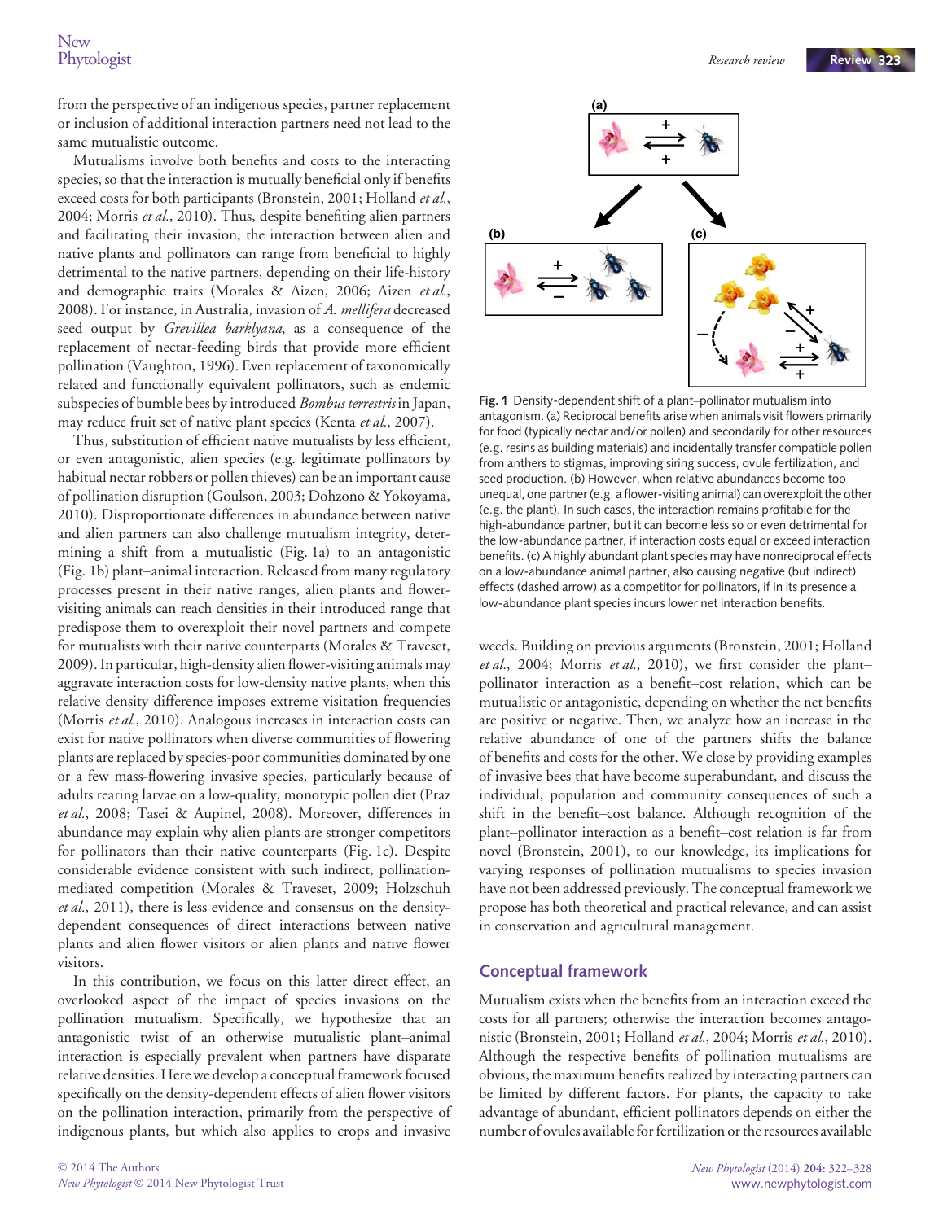from the perspective of an indigenous species, partner replacement or inclusion of additional interaction partners need not lead to the same mutualistic outcome.

Mutualisms involve both benefits and costs to the interacting species, so that the interaction is mutually beneficial only if benefits exceed costs for both participants (Bronstein, 2001; Holland *et al.*, 2004; Morris *et al.*, 2010). Thus, despite benefiting alien partners and facilitating their invasion, the interaction between alien and native plants and pollinators can range from beneficial to highly detrimental to the native partners, depending on their life-history and demographic traits (Morales & Aizen, 2006; Aizen *et al.*, 2008). For instance, in Australia, invasion of *A. mellifera* decreased seed output by *Grevillea barklyana*, as a consequence of the replacement of nectar-feeding birds that provide more efficient pollination (Vaughton, 1996). Even replacement of taxonomically related and functionally equivalent pollinators, such as endemic subspecies of bumble bees by introduced *Bombus terrestris* in Japan, may reduce fruit set of native plant species (Kenta *et al.*, 2007).

Thus, substitution of efficient native mutualists by less efficient, or even antagonistic, alien species (e.g. legitimate pollinators by habitual nectar robbers or pollen thieves) can be an important cause of pollination disruption (Goulson, 2003; Dohzono & Yokoyama, 2010). Disproportionate differences in abundance between native and alien partners can also challenge mutualism integrity, determining a shift from a mutualistic (Fig. 1a) to an antagonistic (Fig. 1b) plant–animal interaction. Released from many regulatory processes present in their native ranges, alien plants and flower-visiting animals can reach densities in their introduced range that predispose them to overexploit their novel partners and compete for mutualists with their native counterparts (Morales & Traveset, 2009). In particular, high-density alien flower-visiting animals may aggravate interaction costs for low-density native plants, when this relative density difference imposes extreme visitation frequencies (Morris *et al.*, 2010). Analogous increases in interaction costs can exist for native pollinators when diverse communities of flowering plants are replaced by species-poor communities dominated by one or a few mass-flowering invasive species, particularly because of adults rearing larvae on a low-quality, monotypic pollen diet (Praz *et al.*, 2008; Tasei & Aupinel, 2008). Moreover, differences in abundance may explain why alien plants are stronger competitors for pollinators than their native counterparts (Fig. 1c). Despite considerable evidence consistent with such indirect, pollination-mediated competition (Morales & Traveset, 2009; Holzschuh *et al.*, 2011), there is less evidence and consensus on the density-dependent consequences of direct interactions between native plants and alien flower visitors or alien plants and native flower visitors.

In this contribution, we focus on this latter direct effect, an overlooked aspect of the impact of species invasions on the pollination mutualism. Specifically, we hypothesize that an antagonistic twist of an otherwise mutualistic plant–animal interaction is especially prevalent when partners have disparate relative densities. Here we develop a conceptual framework focused specifically on the density-dependent effects of alien flower visitors on the pollination interaction, primarily from the perspective of indigenous plants, but which also applies to crops and invasive weeds. Building on previous arguments (Bronstein, 2001; Holland *et al.*, 2004; Morris *et al.*, 2010), we first consider the plant–pollinator interaction as a benefit–cost relation, which can be mutualistic or antagonistic, depending on whether the net benefits are positive or negative. Then, we analyze how an increase in the relative abundance of one of the partners shifts the balance of benefits and costs for the other. We close by providing examples of invasive bees that have become superabundant, and discuss the individual, population and community consequences of such a shift in the benefit–cost balance. Although recognition of the plant–pollinator interaction as a benefit–cost relation is far from novel (Bronstein, 2001), to our knowledge, its implications for varying responses of pollination mutualisms to species invasion have not been addressed previously. The conceptual framework we propose has both theoretical and practical relevance, and can assist in conservation and agricultural management.

(a)

+

+

(b)

+

−

(c)

−

+

−

+

+

**Fig. 1** Density-dependent shift of a plant–pollinator mutualism into antagonism. (a) Reciprocal benefits arise when animals visit flowers primarily for food (typically nectar and/or pollen) and secondarily for other resources (e.g. resins as building materials) and incidentally transfer compatible pollen from anthers to stigmas, improving siring success, ovule fertilization, and seed production. (b) However, when relative abundances become too unequal, one partner (e.g. a flower-visiting animal) can overexploit the other (e.g. the plant). In such cases, the interaction remains profitable for the high-abundance partner, but it can become less so or even detrimental for the low-abundance partner, if interaction costs equal or exceed interaction benefits. (c) A highly abundant plant species may have nonreciprocal effects on a low-abundance animal partner, also causing negative (but indirect) effects (dashed arrow) as a competitor for pollinators, if in its presence a low-abundance plant species incurs lower net interaction benefits.

## Conceptual framework

Mutualism exists when the benefits from an interaction exceed the costs for all partners; otherwise the interaction becomes antagonistic (Bronstein, 2001; Holland *et al.*, 2004; Morris *et al.*, 2010). Although the respective benefits of pollination mutualisms are obvious, the maximum benefits realized by interacting partners can be limited by different factors. For plants, the capacity to take advantage of abundant, efficient pollinators depends on either the number of ovules available for fertilization or the resources available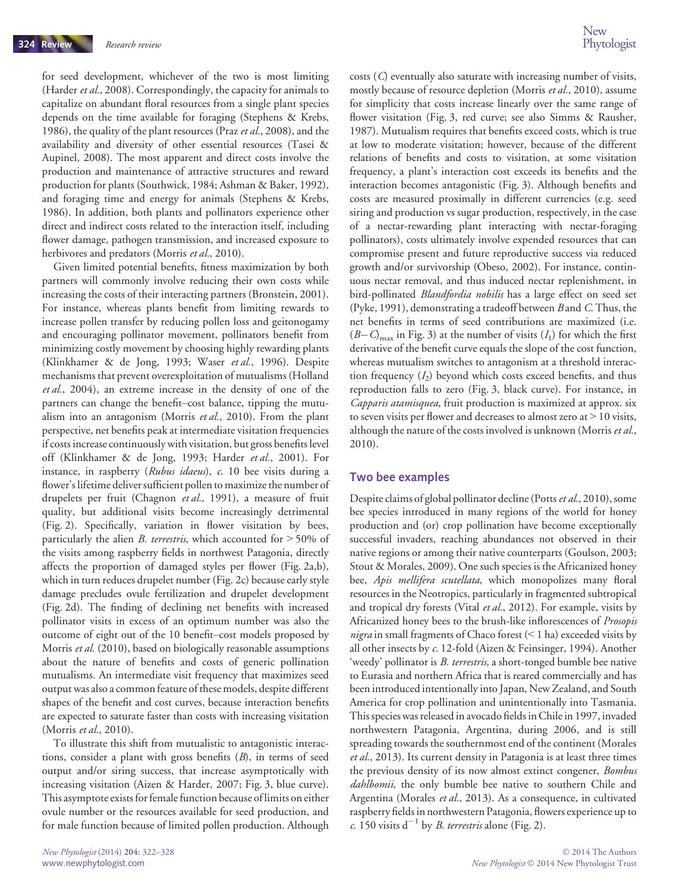for seed development, whichever of the two is most limiting (Harder *et al.*, 2008). Correspondingly, the capacity for animals to capitalize on abundant floral resources from a single plant species depends on the time available for foraging (Stephens & Krebs, 1986), the quality of the plant resources (Praz *et al.*, 2008), and the availability and diversity of other essential resources (Tasei & Aupinel, 2008). The most apparent and direct costs involve the production and maintenance of attractive structures and reward production for plants (Southwick, 1984; Ashman & Baker, 1992), and foraging time and energy for animals (Stephens & Krebs, 1986). In addition, both plants and pollinators experience other direct and indirect costs related to the interaction itself, including flower damage, pathogen transmission, and increased exposure to herbivores and predators (Morris *et al.*, 2010).

Given limited potential benefits, fitness maximization by both partners will commonly involve reducing their own costs while increasing the costs of their interacting partners (Bronstein, 2001). For instance, whereas plants benefit from limiting rewards to increase pollen transfer by reducing pollen loss and geitonogamy and encouraging pollinator movement, pollinators benefit from minimizing costly movement by choosing highly rewarding plants (Klinkhamer & de Jong, 1993; Waser *et al.*, 1996). Despite mechanisms that prevent overexploitation of mutualisms (Holland *et al.*, 2004), an extreme increase in the density of one of the partners can change the benefit–cost balance, tipping the mutualism into an antagonism (Morris *et al.*, 2010). From the plant perspective, net benefits peak at intermediate visitation frequencies if costs increase continuously with visitation, but gross benefits level off (Klinkhamer & de Jong, 1993; Harder *et al.*, 2001). For instance, in raspberry (*Rubus idaeus*), *c.* 10 bee visits during a flower's lifetime deliver sufficient pollen to maximize the number of drupelets per fruit (Chagnon *et al.*, 1991), a measure of fruit quality, but additional visits become increasingly detrimental (Fig. 2). Specifically, variation in flower visitation by bees, particularly the alien *B. terrestris*, which accounted for > 50% of the visits among raspberry fields in northwest Patagonia, directly affects the proportion of damaged styles per flower (Fig. 2a,b), which in turn reduces drupelet number (Fig. 2c) because early style damage precludes ovule fertilization and drupelet development (Fig. 2d). The finding of declining net benefits with increased pollinator visits in excess of an optimum number was also the outcome of eight out of the 10 benefit–cost models proposed by Morris *et al.* (2010), based on biologically reasonable assumptions about the nature of benefits and costs of generic pollination mutualisms. An intermediate visit frequency that maximizes seed output was also a common feature of these models, despite different shapes of the benefit and cost curves, because interaction benefits are expected to saturate faster than costs with increasing visitation (Morris *et al.*, 2010).

To illustrate this shift from mutualistic to antagonistic interactions, consider a plant with gross benefits ($B$), in terms of seed output and/or siring success, that increase asymptotically with increasing visitation (Aizen & Harder, 2007; Fig. 3, blue curve). This asymptote exists for female function because of limits on either ovule number or the resources available for seed production, and for male function because of limited pollen production. Although costs ($C$) eventually also saturate with increasing number of visits, mostly because of resource depletion (Morris *et al.*, 2010), assume for simplicity that costs increase linearly over the same range of flower visitation (Fig. 3, red curve; see also Simms & Rausher, 1987). Mutualism requires that benefits exceed costs, which is true at low to moderate visitation; however, because of the different relations of benefits and costs to visitation, at some visitation frequency, a plant's interaction cost exceeds its benefits and the interaction becomes antagonistic (Fig. 3). Although benefits and costs are measured proximally in different currencies (e.g. seed siring and production vs sugar production, respectively, in the case of a nectar-rewarding plant interacting with nectar-foraging pollinators), costs ultimately involve expended resources that can compromise present and future reproductive success via reduced growth and/or survivorship (Obeso, 2002). For instance, continuous nectar removal, and thus induced nectar replenishment, in bird-pollinated *Blandfordia nobilis* has a large effect on seed set (Pyke, 1991), demonstrating a tradeoff between $B$ and $C$. Thus, the net benefits in terms of seed contributions are maximized (i.e. $(B-C)_{\max}$ in Fig. 3) at the number of visits ($I_1$) for which the first derivative of the benefit curve equals the slope of the cost function, whereas mutualism switches to antagonism at a threshold interaction frequency ($I_2$) beyond which costs exceed benefits, and thus reproduction falls to zero (Fig. 3, black curve). For instance, in *Capparis atamisquea*, fruit production is maximized at approx. six to seven visits per flower and decreases to almost zero at > 10 visits, although the nature of the costs involved is unknown (Morris *et al.*, 2010).

## Two bee examples

Despite claims of global pollinator decline (Potts *et al.*, 2010), some bee species introduced in many regions of the world for honey production and (or) crop pollination have become exceptionally successful invaders, reaching abundances not observed in their native regions or among their native counterparts (Goulson, 2003; Stout & Morales, 2009). One such species is the Africanized honey bee, *Apis mellifera scutellata*, which monopolizes many floral resources in the Neotropics, particularly in fragmented subtropical and tropical dry forests (Vital *et al.*, 2012). For example, visits by Africanized honey bees to the brush-like inflorescences of *Prosopis nigra* in small fragments of Chaco forest (< 1 ha) exceeded visits by all other insects by *c.* 12-fold (Aizen & Feinsinger, 1994). Another 'weedy' pollinator is *B. terrestris,* a short-tonged bumble bee native to Eurasia and northern Africa that is reared commercially and has been introduced intentionally into Japan, New Zealand, and South America for crop pollination and unintentionally into Tasmania. This species was released in avocado fields in Chile in 1997, invaded northwestern Patagonia, Argentina, during 2006, and is still spreading towards the southernmost end of the continent (Morales *et al.*, 2013). Its current density in Patagonia is at least three times the previous density of its now almost extinct congener, *Bombus dahlbomii*, the only bumble bee native to southern Chile and Argentina (Morales *et al.*, 2013). As a consequence, in cultivated raspberry fields in northwestern Patagonia, flowers experience up to *c.* 150 visits $\mathrm{d}^{-1}$ by *B. terrestris* alone (Fig. 2).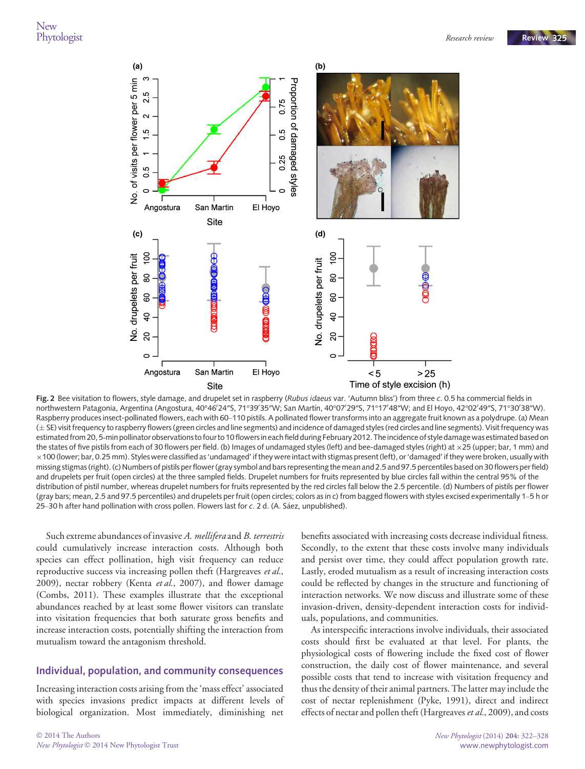**Fig. 2** Bee visitation to flowers, style damage, and drupelet set in raspberry (*Rubus idaeus* var. 'Autumn bliss') from three *c*. 0.5 ha commercial fields in northwestern Patagonia, Argentina (Angostura, 40°46′24″S, 71°39′35″W; San Martín, 40°07′29″S, 71°17′48″W; and El Hoyo, 42°02′49″S, 71°30′38″W). Raspberry produces insect-pollinated flowers, each with 60–110 pistils. A pollinated flower transforms into an aggregate fruit known as a polydrupe. (a) Mean (± SE) visit frequency to raspberry flowers (green circles and line segments) and incidence of damaged styles (red circles and line segments). Visit frequency was estimated from 20, 5-min pollinator observations to four to 10 flowers in each field during February 2012. The incidence of style damage was estimated based on the states of five pistils from each of 30 flowers per field. (b) Images of undamaged styles (left) and bee-damaged styles (right) at ×25 (upper; bar, 1 mm) and ×100 (lower; bar, 0.25 mm). Styles were classified as 'undamaged' if they were intact with stigmas present (left), or 'damaged' if they were broken, usually with missing stigmas (right). (c) Numbers of pistils per flower (gray symbol and bars representing the mean and 2.5 and 97.5 percentiles based on 30 flowers per field) and drupelets per fruit (open circles) at the three sampled fields. Drupelet numbers for fruits represented by blue circles fall within the central 95% of the distribution of pistil number, whereas drupelet numbers for fruits represented by the red circles fall below the 2.5 percentile. (d) Numbers of pistils per flower (gray bars; mean, 2.5 and 97.5 percentiles) and drupelets per fruit (open circles; colors as in c) from bagged flowers with styles excised experimentally 1–5 h or 25–30 h after hand pollination with cross pollen. Flowers last for *c*. 2 d. (A. Sáez, unpublished).

Such extreme abundances of invasive *A. mellifera* and *B. terrestris* could cumulatively increase interaction costs. Although both species can effect pollination, high visit frequency can reduce reproductive success via increasing pollen theft (Hargreaves *et al*., 2009), nectar robbery (Kenta *et al*., 2007), and flower damage (Combs, 2011). These examples illustrate that the exceptional abundances reached by at least some flower visitors can translate into visitation frequencies that both saturate gross benefits and increase interaction costs, potentially shifting the interaction from mutualism toward the antagonism threshold.

## Individual, population, and community consequences

Increasing interaction costs arising from the 'mass effect' associated with species invasions predict impacts at different levels of biological organization. Most immediately, diminishing net benefits associated with increasing costs decrease individual fitness. Secondly, to the extent that these costs involve many individuals and persist over time, they could affect population growth rate. Lastly, eroded mutualism as a result of increasing interaction costs could be reflected by changes in the structure and functioning of interaction networks. We now discuss and illustrate some of these invasion-driven, density-dependent interaction costs for individuals, populations, and communities.

As interspecific interactions involve individuals, their associated costs should first be evaluated at that level. For plants, the physiological costs of flowering include the fixed cost of flower construction, the daily cost of flower maintenance, and several possible costs that tend to increase with visitation frequency and thus the density of their animal partners. The latter may include the cost of nectar replenishment (Pyke, 1991), direct and indirect effects of nectar and pollen theft (Hargreaves *et al*., 2009), and costs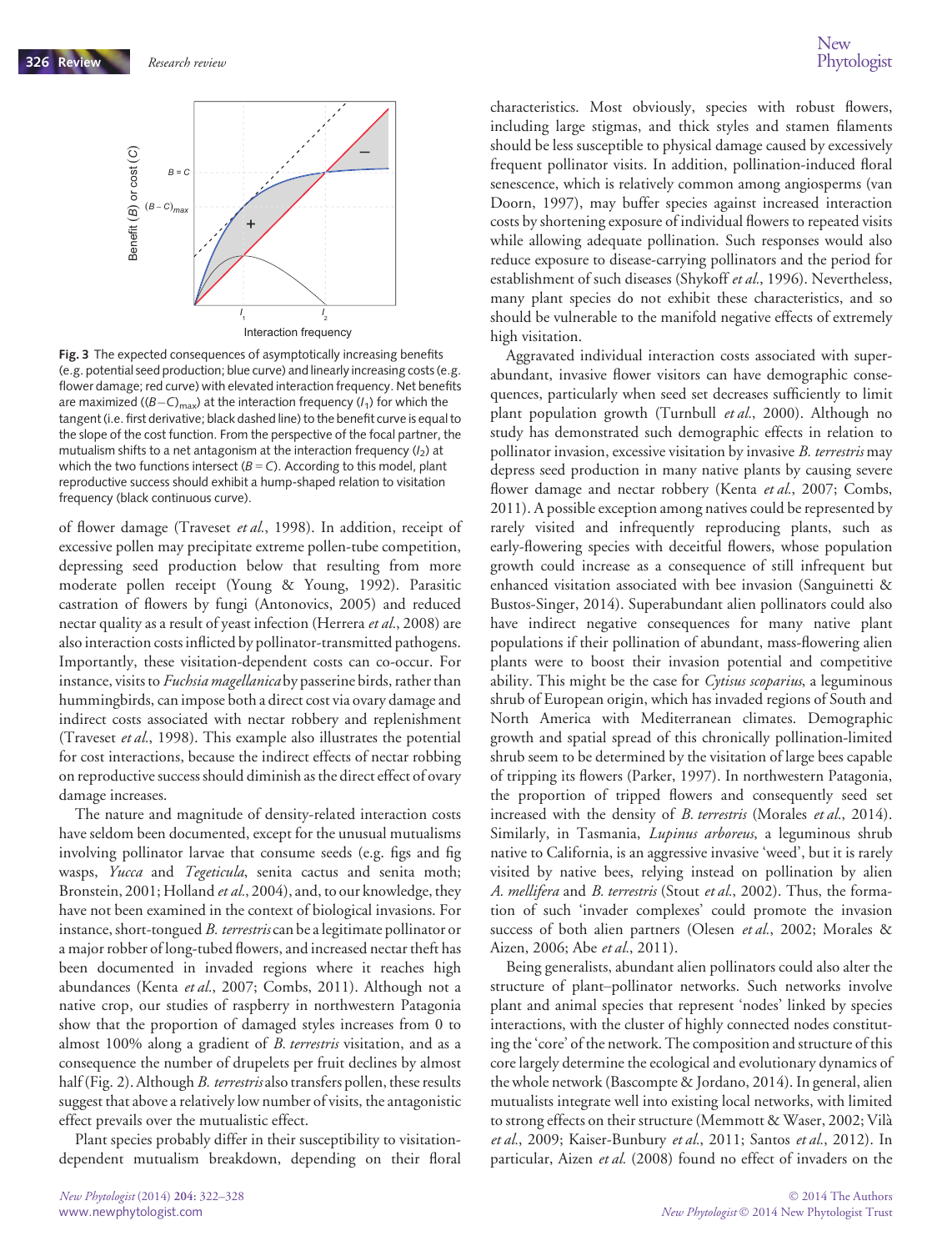Fig. 3 The expected consequences of asymptotically increasing benefits (e.g. potential seed production; blue curve) and linearly increasing costs (e.g. flower damage; red curve) with elevated interaction frequency. Net benefits are maximized ($(B-C)_{max}$) at the interaction frequency ($I_1$) for which the tangent (i.e. first derivative; black dashed line) to the benefit curve is equal to the slope of the cost function. From the perspective of the focal partner, the mutualism shifts to a net antagonism at the interaction frequency ($I_2$) at which the two functions intersect ($B = C$). According to this model, plant reproductive success should exhibit a hump-shaped relation to visitation frequency (black continuous curve).

of flower damage (Traveset *et al.*, 1998). In addition, receipt of excessive pollen may precipitate extreme pollen-tube competition, depressing seed production below that resulting from more moderate pollen receipt (Young & Young, 1992). Parasitic castration of flowers by fungi (Antonovics, 2005) and reduced nectar quality as a result of yeast infection (Herrera *et al.*, 2008) are also interaction costs inflicted by pollinator-transmitted pathogens. Importantly, these visitation-dependent costs can co-occur. For instance, visits to *Fuchsia magellanica* by passerine birds, rather than hummingbirds, can impose both a direct cost via ovary damage and indirect costs associated with nectar robbery and replenishment (Traveset *et al.*, 1998). This example also illustrates the potential for cost interactions, because the indirect effects of nectar robbing on reproductive success should diminish as the direct effect of ovary damage increases.

The nature and magnitude of density-related interaction costs have seldom been documented, except for the unusual mutualisms involving pollinator larvae that consume seeds (e.g. figs and fig wasps, *Yucca* and *Tegeticula*, senita cactus and senita moth; Bronstein, 2001; Holland *et al.*, 2004), and, to our knowledge, they have not been examined in the context of biological invasions. For instance, short-tongued *B. terrestris* can be a legitimate pollinator or a major robber of long-tubed flowers, and increased nectar theft has been documented in invaded regions where it reaches high abundances (Kenta *et al.*, 2007; Combs, 2011). Although not a native crop, our studies of raspberry in northwestern Patagonia show that the proportion of damaged styles increases from 0 to almost 100% along a gradient of *B. terrestris* visitation, and as a consequence the number of drupelets per fruit declines by almost half (Fig. 2). Although *B. terrestris* also transfers pollen, these results suggest that above a relatively low number of visits, the antagonistic effect prevails over the mutualistic effect.

Plant species probably differ in their susceptibility to visitation-dependent mutualism breakdown, depending on their floral characteristics. Most obviously, species with robust flowers, including large stigmas, and thick styles and stamen filaments should be less susceptible to physical damage caused by excessively frequent pollinator visits. In addition, pollination-induced floral senescence, which is relatively common among angiosperms (van Doorn, 1997), may buffer species against increased interaction costs by shortening exposure of individual flowers to repeated visits while allowing adequate pollination. Such responses would also reduce exposure to disease-carrying pollinators and the period for establishment of such diseases (Shykoff *et al.*, 1996). Nevertheless, many plant species do not exhibit these characteristics, and so should be vulnerable to the manifold negative effects of extremely high visitation.

Aggravated individual interaction costs associated with superabundant, invasive flower visitors can have demographic consequences, particularly when seed set decreases sufficiently to limit plant population growth (Turnbull *et al.*, 2000). Although no study has demonstrated such demographic effects in relation to pollinator invasion, excessive visitation by invasive *B. terrestris* may depress seed production in many native plants by causing severe flower damage and nectar robbery (Kenta *et al.*, 2007; Combs, 2011). A possible exception among natives could be represented by rarely visited and infrequently reproducing plants, such as early-flowering species with deceitful flowers, whose population growth could increase as a consequence of still infrequent but enhanced visitation associated with bee invasion (Sanguinetti & Bustos-Singer, 2014). Superabundant alien pollinators could also have indirect negative consequences for many native plant populations if their pollination of abundant, mass-flowering alien plants were to boost their invasion potential and competitive ability. This might be the case for *Cytisus scoparius*, a leguminous shrub of European origin, which has invaded regions of South and North America with Mediterranean climates. Demographic growth and spatial spread of this chronically pollination-limited shrub seem to be determined by the visitation of large bees capable of tripping its flowers (Parker, 1997). In northwestern Patagonia, the proportion of tripped flowers and consequently seed set increased with the density of *B. terrestris* (Morales *et al.*, 2014). Similarly, in Tasmania, *Lupinus arboreus*, a leguminous shrub native to California, is an aggressive invasive 'weed', but it is rarely visited by native bees, relying instead on pollination by alien *A. mellifera* and *B. terrestris* (Stout *et al.*, 2002). Thus, the formation of such 'invader complexes' could promote the invasion success of both alien partners (Olesen *et al.*, 2002; Morales & Aizen, 2006; Abe *et al.*, 2011).

Being generalists, abundant alien pollinators could also alter the structure of plant–pollinator networks. Such networks involve plant and animal species that represent 'nodes' linked by species interactions, with the cluster of highly connected nodes constituting the 'core' of the network. The composition and structure of this core largely determine the ecological and evolutionary dynamics of the whole network (Bascompte & Jordano, 2014). In general, alien mutualists integrate well into existing local networks, with limited to strong effects on their structure (Memmott & Waser, 2002; Vilà *et al.*, 2009; Kaiser-Bunbury *et al.*, 2011; Santos *et al.*, 2012). In particular, Aizen *et al.* (2008) found no effect of invaders on the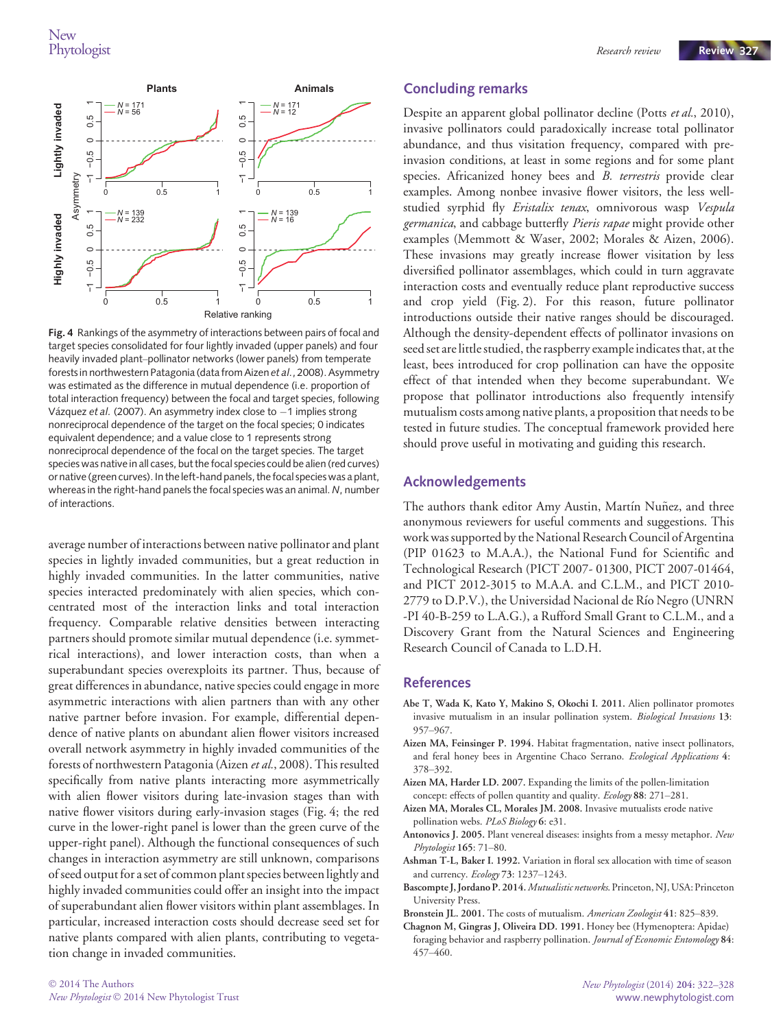**Fig. 4** Rankings of the asymmetry of interactions between pairs of focal and target species consolidated for four lightly invaded (upper panels) and four heavily invaded plant–pollinator networks (lower panels) from temperate forests in northwestern Patagonia (data from Aizen *et al.*, 2008). Asymmetry was estimated as the difference in mutual dependence (i.e. proportion of total interaction frequency) between the focal and target species, following Vázquez *et al.* (2007). An asymmetry index close to −1 implies strong nonreciprocal dependence of the target on the focal species; 0 indicates equivalent dependence; and a value close to 1 represents strong nonreciprocal dependence of the focal on the target species. The target species was native in all cases, but the focal species could be alien (red curves) or native (green curves). In the left-hand panels, the focal species was a plant, whereas in the right-hand panels the focal species was an animal. *N*, number of interactions.

average number of interactions between native pollinator and plant species in lightly invaded communities, but a great reduction in highly invaded communities. In the latter communities, native species interacted predominately with alien species, which concentrated most of the interaction links and total interaction frequency. Comparable relative densities between interacting partners should promote similar mutual dependence (i.e. symmetrical interactions), and lower interaction costs, than when a superabundant species overexploits its partner. Thus, because of great differences in abundance, native species could engage in more asymmetric interactions with alien partners than with any other native partner before invasion. For example, differential dependence of native plants on abundant alien flower visitors increased overall network asymmetry in highly invaded communities of the forests of northwestern Patagonia (Aizen *et al.*, 2008). This resulted specifically from native plants interacting more asymmetrically with alien flower visitors during late-invasion stages than with native flower visitors during early-invasion stages (Fig. 4; the red curve in the lower-right panel is lower than the green curve of the upper-right panel). Although the functional consequences of such changes in interaction asymmetry are still unknown, comparisons of seed output for a set of common plant species between lightly and highly invaded communities could offer an insight into the impact of superabundant alien flower visitors within plant assemblages. In particular, increased interaction costs should decrease seed set for native plants compared with alien plants, contributing to vegetation change in invaded communities.

## Concluding remarks

Despite an apparent global pollinator decline (Potts *et al.*, 2010), invasive pollinators could paradoxically increase total pollinator abundance, and thus visitation frequency, compared with pre-invasion conditions, at least in some regions and for some plant species. Africanized honey bees and *B. terrestris* provide clear examples. Among nonbee invasive flower visitors, the less well-studied syrphid fly *Eristalix tenax*, omnivorous wasp *Vespula germanica*, and cabbage butterfly *Pieris rapae* might provide other examples (Memmott & Waser, 2002; Morales & Aizen, 2006). These invasions may greatly increase flower visitation by less diversified pollinator assemblages, which could in turn aggravate interaction costs and eventually reduce plant reproductive success and crop yield (Fig. 2). For this reason, future pollinator introductions outside their native ranges should be discouraged. Although the density-dependent effects of pollinator invasions on seed set are little studied, the raspberry example indicates that, at the least, bees introduced for crop pollination can have the opposite effect of that intended when they become superabundant. We propose that pollinator introductions also frequently intensify mutualism costs among native plants, a proposition that needs to be tested in future studies. The conceptual framework provided here should prove useful in motivating and guiding this research.

## Acknowledgements

The authors thank editor Amy Austin, Martín Nuñez, and three anonymous reviewers for useful comments and suggestions. This work was supported by the National Research Council of Argentina (PIP 01623 to M.A.A.), the National Fund for Scientific and Technological Research (PICT 2007- 01300, PICT 2007-01464, and PICT 2012-3015 to M.A.A. and C.L.M., and PICT 2010-2779 to D.P.V.), the Universidad Nacional de Río Negro (UNRN -PI 40-B-259 to L.A.G.), a Rufford Small Grant to C.L.M., and a Discovery Grant from the Natural Sciences and Engineering Research Council of Canada to L.D.H.

## References

**Abe T, Wada K, Kato Y, Makino S, Okochi I. 2011.** Alien pollinator promotes invasive mutualism in an insular pollination system. *Biological Invasions* **13**: 957–967.

**Aizen MA, Feinsinger P. 1994.** Habitat fragmentation, native insect pollinators, and feral honey bees in Argentine Chaco Serrano. *Ecological Applications* **4**: 378–392.

**Aizen MA, Harder LD. 2007.** Expanding the limits of the pollen-limitation concept: effects of pollen quantity and quality. *Ecology* **88**: 271–281.

**Aizen MA, Morales CL, Morales JM. 2008.** Invasive mutualists erode native pollination webs. *PLoS Biology* **6**: e31.

**Antonovics J. 2005.** Plant venereal diseases: insights from a messy metaphor. *New Phytologist* **165**: 71–80.

**Ashman T-L, Baker I. 1992.** Variation in floral sex allocation with time of season and currency. *Ecology* **73**: 1237–1243.

**Bascompte J, Jordano P. 2014.** *Mutualistic networks*. Princeton, NJ, USA: Princeton University Press.

**Bronstein JL. 2001.** The costs of mutualism. *American Zoologist* **41**: 825–839.

**Chagnon M, Gingras J, Oliveira DD. 1991.** Honey bee (Hymenoptera: Apidae) foraging behavior and raspberry pollination. *Journal of Economic Entomology* **84**: 457–460.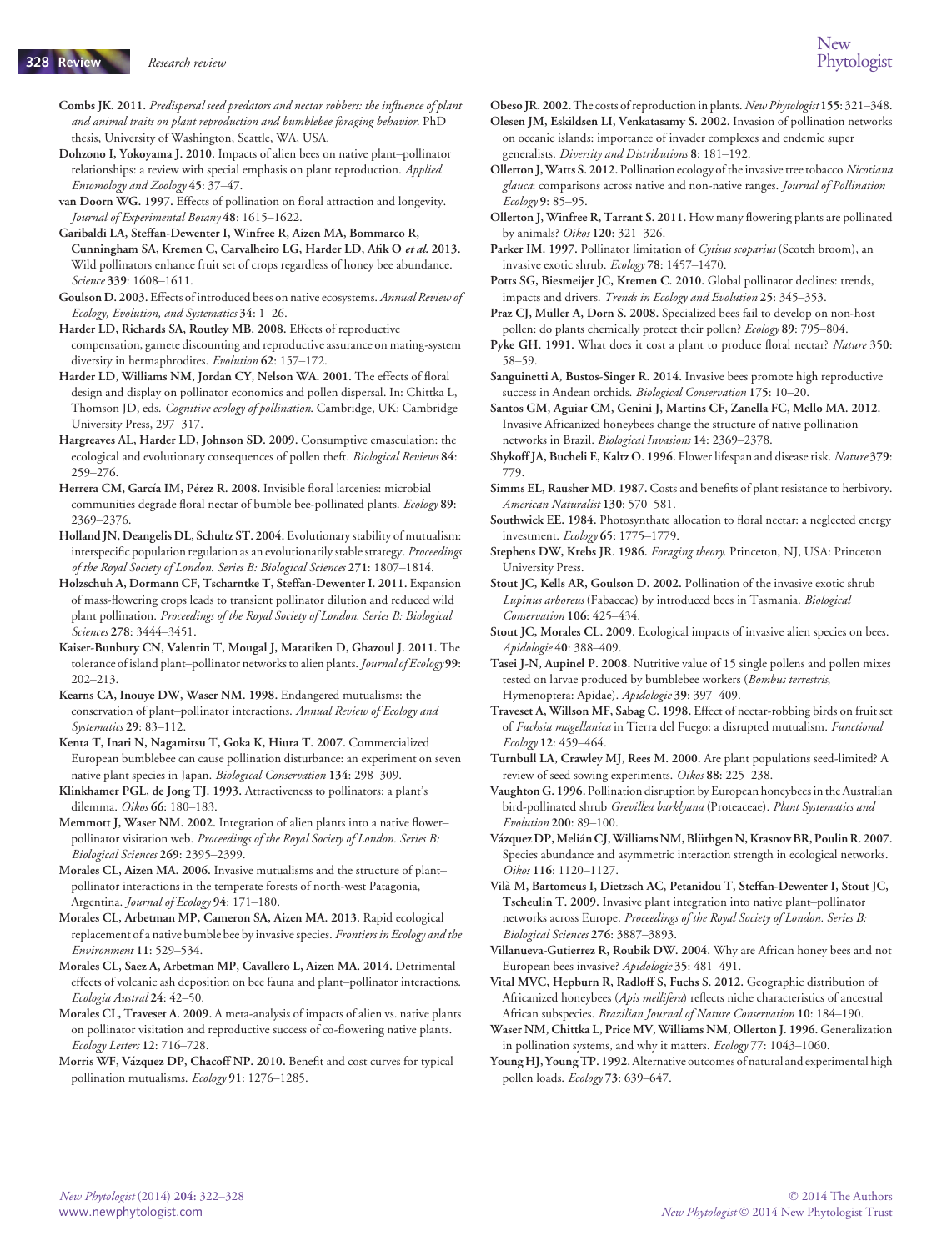Combs JK. 2011. *Predispersal seed predators and nectar robbers: the influence of plant and animal traits on plant reproduction and bumblebee foraging behavior*. PhD thesis, University of Washington, Seattle, WA, USA.

Dohzono I, Yokoyama J. 2010. Impacts of alien bees on native plant–pollinator relationships: a review with special emphasis on plant reproduction. *Applied Entomology and Zoology* **45**: 37–47.

van Doorn WG. 1997. Effects of pollination on floral attraction and longevity. *Journal of Experimental Botany* **48**: 1615–1622.

Garibaldi LA, Steffan-Dewenter I, Winfree R, Aizen MA, Bommarco R, Cunningham SA, Kremen C, Carvalheiro LG, Harder LD, Afik O *et al.* 2013. Wild pollinators enhance fruit set of crops regardless of honey bee abundance. *Science* **339**: 1608–1611.

Goulson D. 2003. Effects of introduced bees on native ecosystems. *Annual Review of Ecology, Evolution, and Systematics* **34**: 1–26.

Harder LD, Richards SA, Routley MB. 2008. Effects of reproductive compensation, gamete discounting and reproductive assurance on mating-system diversity in hermaphrodites. *Evolution* **62**: 157–172.

Harder LD, Williams NM, Jordan CY, Nelson WA. 2001. The effects of floral design and display on pollinator economics and pollen dispersal. In: Chittka L, Thomson JD, eds. *Cognitive ecology of pollination*. Cambridge, UK: Cambridge University Press, 297–317.

Hargreaves AL, Harder LD, Johnson SD. 2009. Consumptive emasculation: the ecological and evolutionary consequences of pollen theft. *Biological Reviews* **84**: 259–276.

Herrera CM, García IM, Pérez R. 2008. Invisible floral larcenies: microbial communities degrade floral nectar of bumble bee-pollinated plants. *Ecology* **89**: 2369–2376.

Holland JN, Deangelis DL, Schultz ST. 2004. Evolutionary stability of mutualism: interspecific population regulation as an evolutionarily stable strategy. *Proceedings of the Royal Society of London. Series B: Biological Sciences* **271**: 1807–1814.

Holzschuh A, Dormann CF, Tscharntke T, Steffan-Dewenter I. 2011. Expansion of mass-flowering crops leads to transient pollinator dilution and reduced wild plant pollination. *Proceedings of the Royal Society of London. Series B: Biological Sciences* **278**: 3444–3451.

Kaiser-Bunbury CN, Valentin T, Mougal J, Matatiken D, Ghazoul J. 2011. The tolerance of island plant–pollinator networks to alien plants. *Journal of Ecology* **99**: 202–213.

Kearns CA, Inouye DW, Waser NM. 1998. Endangered mutualisms: the conservation of plant–pollinator interactions. *Annual Review of Ecology and Systematics* **29**: 83–112.

Kenta T, Inari N, Nagamitsu T, Goka K, Hiura T. 2007. Commercialized European bumblebee can cause pollination disturbance: an experiment on seven native plant species in Japan. *Biological Conservation* **134**: 298–309.

Klinkhamer PGL, de Jong TJ. 1993. Attractiveness to pollinators: a plant's dilemma. *Oikos* **66**: 180–183.

Memmott J, Waser NM. 2002. Integration of alien plants into a native flower–pollinator visitation web. *Proceedings of the Royal Society of London. Series B: Biological Sciences* **269**: 2395–2399.

Morales CL, Aizen MA. 2006. Invasive mutualisms and the structure of plant–pollinator interactions in the temperate forests of north-west Patagonia, Argentina. *Journal of Ecology* **94**: 171–180.

Morales CL, Arbetman MP, Cameron SA, Aizen MA. 2013. Rapid ecological replacement of a native bumble bee by invasive species. *Frontiers in Ecology and the Environment* **11**: 529–534.

Morales CL, Saez A, Arbetman MP, Cavallero L, Aizen MA. 2014. Detrimental effects of volcanic ash deposition on bee fauna and plant–pollinator interactions. *Ecologia Austral* **24**: 42–50.

Morales CL, Traveset A. 2009. A meta-analysis of impacts of alien vs. native plants on pollinator visitation and reproductive success of co-flowering native plants. *Ecology Letters* **12**: 716–728.

Morris WF, Vázquez DP, Chacoff NP. 2010. Benefit and cost curves for typical pollination mutualisms. *Ecology* **91**: 1276–1285.

Obeso JR. 2002. The costs of reproduction in plants. *New Phytologist* **155**: 321–348.

Olesen JM, Eskildsen LI, Venkatasamy S. 2002. Invasion of pollination networks on oceanic islands: importance of invader complexes and endemic super generalists. *Diversity and Distributions* **8**: 181–192.

Ollerton J, Watts S. 2012. Pollination ecology of the invasive tree tobacco *Nicotiana glauca*: comparisons across native and non-native ranges. *Journal of Pollination Ecology* **9**: 85–95.

Ollerton J, Winfree R, Tarrant S. 2011. How many flowering plants are pollinated by animals? *Oikos* **120**: 321–326.

Parker IM. 1997. Pollinator limitation of *Cytisus scoparius* (Scotch broom), an invasive exotic shrub. *Ecology* **78**: 1457–1470.

Potts SG, Biesmeijer JC, Kremen C. 2010. Global pollinator declines: trends, impacts and drivers. *Trends in Ecology and Evolution* **25**: 345–353.

Praz CJ, Müller A, Dorn S. 2008. Specialized bees fail to develop on non-host pollen: do plants chemically protect their pollen? *Ecology* **89**: 795–804.

Pyke GH. 1991. What does it cost a plant to produce floral nectar? *Nature* **350**: 58–59.

Sanguinetti A, Bustos-Singer R. 2014. Invasive bees promote high reproductive success in Andean orchids. *Biological Conservation* **175**: 10–20.

Santos GM, Aguiar CM, Genini J, Martins CF, Zanella FC, Mello MA. 2012. Invasive Africanized honeybees change the structure of native pollination networks in Brazil. *Biological Invasions* **14**: 2369–2378.

Shykoff JA, Bucheli E, Kaltz O. 1996. Flower lifespan and disease risk. *Nature* **379**: 779.

Simms EL, Rausher MD. 1987. Costs and benefits of plant resistance to herbivory. *American Naturalist* **130**: 570–581.

Southwick EE. 1984. Photosynthate allocation to floral nectar: a neglected energy investment. *Ecology* **65**: 1775–1779.

Stephens DW, Krebs JR. 1986. *Foraging theory*. Princeton, NJ, USA: Princeton University Press.

Stout JC, Kells AR, Goulson D. 2002. Pollination of the invasive exotic shrub *Lupinus arboreus* (Fabaceae) by introduced bees in Tasmania. *Biological Conservation* **106**: 425–434.

Stout JC, Morales CL. 2009. Ecological impacts of invasive alien species on bees. *Apidologie* **40**: 388–409.

Tasei J-N, Aupinel P. 2008. Nutritive value of 15 single pollens and pollen mixes tested on larvae produced by bumblebee workers (*Bombus terrestris*, Hymenoptera: Apidae). *Apidologie* **39**: 397–409.

Traveset A, Willson MF, Sabag C. 1998. Effect of nectar-robbing birds on fruit set of *Fuchsia magellanica* in Tierra del Fuego: a disrupted mutualism. *Functional Ecology* **12**: 459–464.

Turnbull LA, Crawley MJ, Rees M. 2000. Are plant populations seed-limited? A review of seed sowing experiments. *Oikos* **88**: 225–238.

Vaughton G. 1996. Pollination disruption by European honeybees in the Australian bird-pollinated shrub *Grevillea barklyana* (Proteaceae). *Plant Systematics and Evolution* **200**: 89–100.

Vázquez DP, Melián CJ, Williams NM, Blüthgen N, Krasnov BR, Poulin R. 2007. Species abundance and asymmetric interaction strength in ecological networks. *Oikos* **116**: 1120–1127.

Vilà M, Bartomeus I, Dietzsch AC, Petanidou T, Steffan-Dewenter I, Stout JC, Tscheulin T. 2009. Invasive plant integration into native plant–pollinator networks across Europe. *Proceedings of the Royal Society of London. Series B: Biological Sciences* **276**: 3887–3893.

Villanueva-Gutierrez R, Roubik DW. 2004. Why are African honey bees and not European bees invasive? *Apidologie* **35**: 481–491.

Vital MVC, Hepburn R, Radloff S, Fuchs S. 2012. Geographic distribution of Africanized honeybees (*Apis mellifera*) reflects niche characteristics of ancestral African subspecies. *Brazilian Journal of Nature Conservation* **10**: 184–190.

Waser NM, Chittka L, Price MV, Williams NM, Ollerton J. 1996. Generalization in pollination systems, and why it matters. *Ecology* **77**: 1043–1060.

Young HJ, Young TP. 1992. Alternative outcomes of natural and experimental high pollen loads. *Ecology* **73**: 639–647.